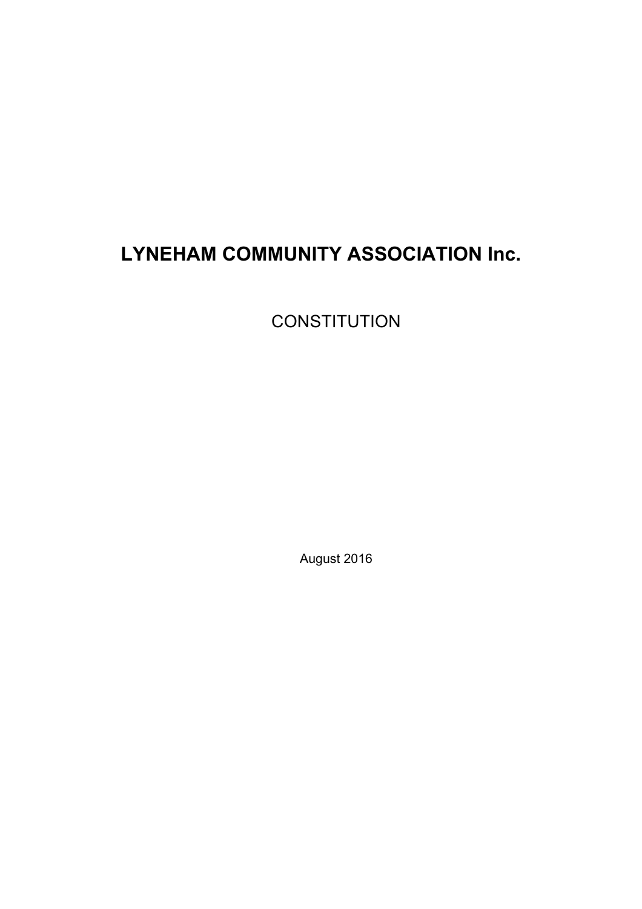# LYNEHAM COMMUNITY ASSOCIATION Inc.

CONSTITUTION

August 2016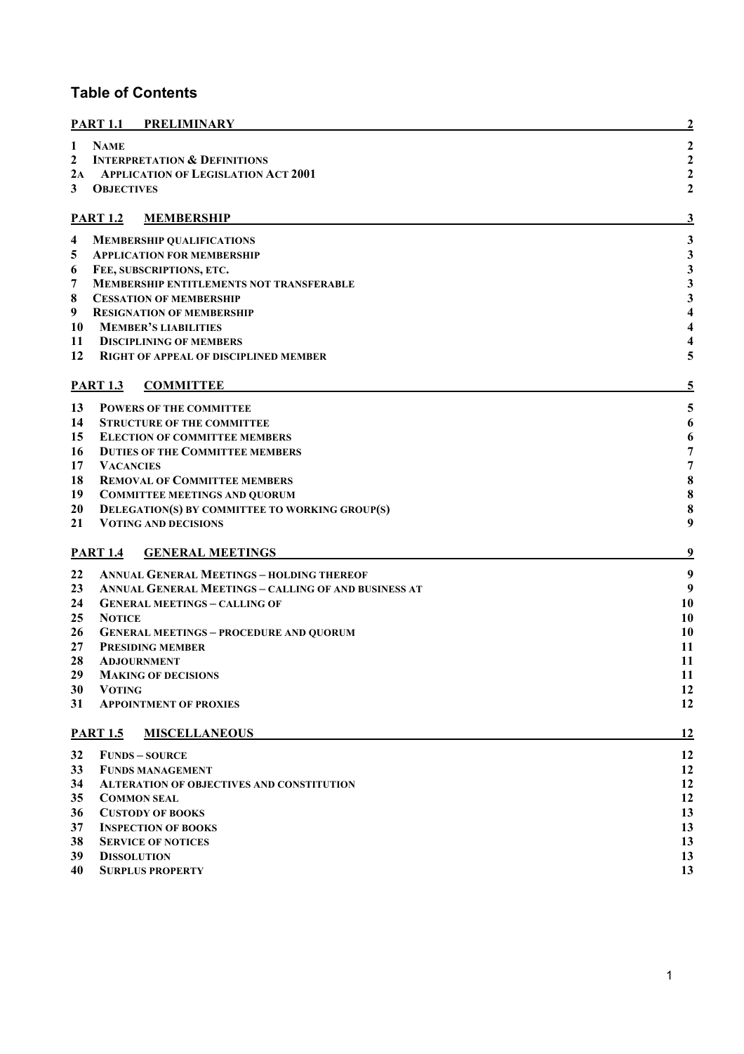## Table of Contents

| | | |
|---|---|---|
| **PART 1.1** | **PRELIMINARY** | **2** |
| 1 | NAME | 2 |
| 2 | INTERPRETATION & DEFINITIONS | 2 |
| 2A | APPLICATION OF LEGISLATION ACT 2001 | 2 |
| 3 | OBJECTIVES | 2 |
| **PART 1.2** | **MEMBERSHIP** | **3** |
| 4 | MEMBERSHIP QUALIFICATIONS | 3 |
| 5 | APPLICATION FOR MEMBERSHIP | 3 |
| 6 | FEE, SUBSCRIPTIONS, ETC. | 3 |
| 7 | MEMBERSHIP ENTITLEMENTS NOT TRANSFERABLE | 3 |
| 8 | CESSATION OF MEMBERSHIP | 3 |
| 9 | RESIGNATION OF MEMBERSHIP | 4 |
| 10 | MEMBER'S LIABILITIES | 4 |
| 11 | DISCIPLINING OF MEMBERS | 4 |
| 12 | RIGHT OF APPEAL OF DISCIPLINED MEMBER | 5 |
| **PART 1.3** | **COMMITTEE** | **5** |
| 13 | POWERS OF THE COMMITTEE | 5 |
| 14 | STRUCTURE OF THE COMMITTEE | 6 |
| 15 | ELECTION OF COMMITTEE MEMBERS | 6 |
| 16 | DUTIES OF THE COMMITTEE MEMBERS | 7 |
| 17 | VACANCIES | 7 |
| 18 | REMOVAL OF COMMITTEE MEMBERS | 8 |
| 19 | COMMITTEE MEETINGS AND QUORUM | 8 |
| 20 | DELEGATION(S) BY COMMITTEE TO WORKING GROUP(S) | 8 |
| 21 | VOTING AND DECISIONS | 9 |
| **PART 1.4** | **GENERAL MEETINGS** | **9** |
| 22 | ANNUAL GENERAL MEETINGS – HOLDING THEREOF | 9 |
| 23 | ANNUAL GENERAL MEETINGS – CALLING OF AND BUSINESS AT | 9 |
| 24 | GENERAL MEETINGS – CALLING OF | 10 |
| 25 | NOTICE | 10 |
| 26 | GENERAL MEETINGS – PROCEDURE AND QUORUM | 10 |
| 27 | PRESIDING MEMBER | 11 |
| 28 | ADJOURNMENT | 11 |
| 29 | MAKING OF DECISIONS | 11 |
| 30 | VOTING | 12 |
| 31 | APPOINTMENT OF PROXIES | 12 |
| **PART 1.5** | **MISCELLANEOUS** | **12** |
| 32 | FUNDS – SOURCE | 12 |
| 33 | FUNDS MANAGEMENT | 12 |
| 34 | ALTERATION OF OBJECTIVES AND CONSTITUTION | 12 |
| 35 | COMMON SEAL | 12 |
| 36 | CUSTODY OF BOOKS | 13 |
| 37 | INSPECTION OF BOOKS | 13 |
| 38 | SERVICE OF NOTICES | 13 |
| 39 | DISSOLUTION | 13 |
| 40 | SURPLUS PROPERTY | 13 |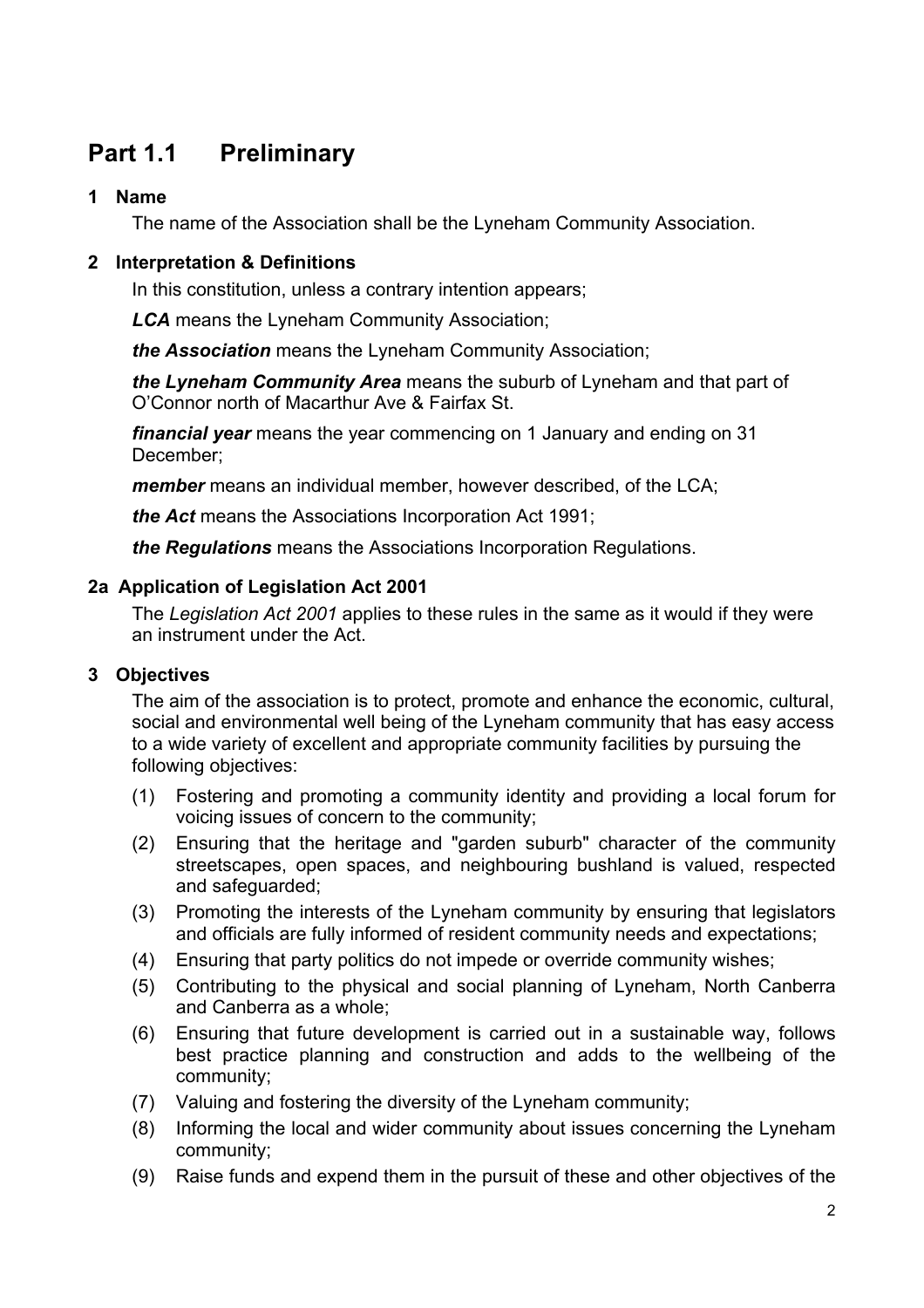# Part 1.1 Preliminary

### 1 Name

The name of the Association shall be the Lyneham Community Association.

### 2 Interpretation & Definitions

In this constitution, unless a contrary intention appears;

***LCA*** means the Lyneham Community Association;

***the Association*** means the Lyneham Community Association;

***the Lyneham Community Area*** means the suburb of Lyneham and that part of O'Connor north of Macarthur Ave & Fairfax St.

***financial year*** means the year commencing on 1 January and ending on 31 December;

***member*** means an individual member, however described, of the LCA;

***the Act*** means the Associations Incorporation Act 1991;

***the Regulations*** means the Associations Incorporation Regulations.

### 2a Application of Legislation Act 2001

The *Legislation Act 2001* applies to these rules in the same as it would if they were an instrument under the Act.

### 3 Objectives

The aim of the association is to protect, promote and enhance the economic, cultural, social and environmental well being of the Lyneham community that has easy access to a wide variety of excellent and appropriate community facilities by pursuing the following objectives:

(1) Fostering and promoting a community identity and providing a local forum for voicing issues of concern to the community;

(2) Ensuring that the heritage and "garden suburb" character of the community streetscapes, open spaces, and neighbouring bushland is valued, respected and safeguarded;

(3) Promoting the interests of the Lyneham community by ensuring that legislators and officials are fully informed of resident community needs and expectations;

(4) Ensuring that party politics do not impede or override community wishes;

(5) Contributing to the physical and social planning of Lyneham, North Canberra and Canberra as a whole;

(6) Ensuring that future development is carried out in a sustainable way, follows best practice planning and construction and adds to the wellbeing of the community;

(7) Valuing and fostering the diversity of the Lyneham community;

(8) Informing the local and wider community about issues concerning the Lyneham community;

(9) Raise funds and expend them in the pursuit of these and other objectives of the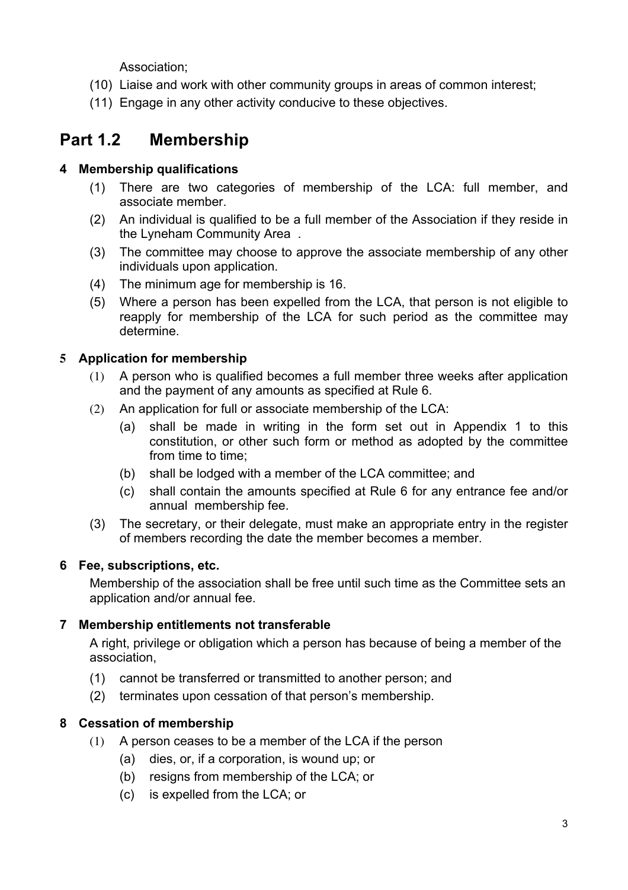Association;

(10) Liaise and work with other community groups in areas of common interest;

(11) Engage in any other activity conducive to these objectives.

## Part 1.2 Membership

### 4 Membership qualifications

(1) There are two categories of membership of the LCA: full member, and associate member.

(2) An individual is qualified to be a full member of the Association if they reside in the Lyneham Community Area .

(3) The committee may choose to approve the associate membership of any other individuals upon application.

(4) The minimum age for membership is 16.

(5) Where a person has been expelled from the LCA, that person is not eligible to reapply for membership of the LCA for such period as the committee may determine.

### 5 Application for membership

(1) A person who is qualified becomes a full member three weeks after application and the payment of any amounts as specified at Rule 6.

(2) An application for full or associate membership of the LCA:

   (a) shall be made in writing in the form set out in Appendix 1 to this constitution, or other such form or method as adopted by the committee from time to time;

   (b) shall be lodged with a member of the LCA committee; and

   (c) shall contain the amounts specified at Rule 6 for any entrance fee and/or annual membership fee.

(3) The secretary, or their delegate, must make an appropriate entry in the register of members recording the date the member becomes a member.

### 6 Fee, subscriptions, etc.

Membership of the association shall be free until such time as the Committee sets an application and/or annual fee.

### 7 Membership entitlements not transferable

A right, privilege or obligation which a person has because of being a member of the association,

(1) cannot be transferred or transmitted to another person; and

(2) terminates upon cessation of that person's membership.

### 8 Cessation of membership

(1) A person ceases to be a member of the LCA if the person

   (a) dies, or, if a corporation, is wound up; or

   (b) resigns from membership of the LCA; or

   (c) is expelled from the LCA; or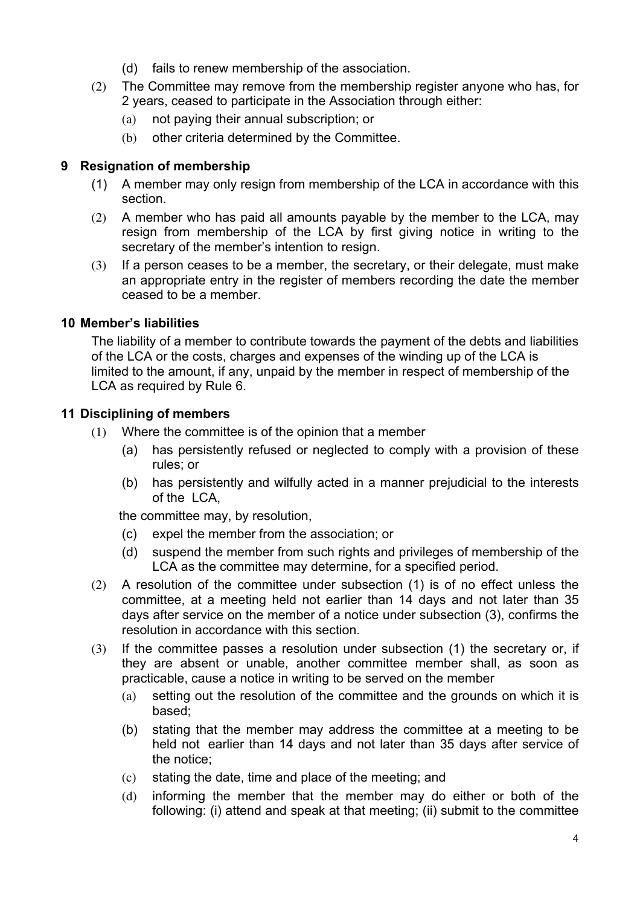(d) fails to renew membership of the association.

(2) The Committee may remove from the membership register anyone who has, for 2 years, ceased to participate in the Association through either:

(a) not paying their annual subscription; or

(b) other criteria determined by the Committee.

### 9 Resignation of membership

(1) A member may only resign from membership of the LCA in accordance with this section.

(2) A member who has paid all amounts payable by the member to the LCA, may resign from membership of the LCA by first giving notice in writing to the secretary of the member's intention to resign.

(3) If a person ceases to be a member, the secretary, or their delegate, must make an appropriate entry in the register of members recording the date the member ceased to be a member.

### 10 Member's liabilities

The liability of a member to contribute towards the payment of the debts and liabilities of the LCA or the costs, charges and expenses of the winding up of the LCA is limited to the amount, if any, unpaid by the member in respect of membership of the LCA as required by Rule 6.

### 11 Disciplining of members

(1) Where the committee is of the opinion that a member

(a) has persistently refused or neglected to comply with a provision of these rules; or

(b) has persistently and wilfully acted in a manner prejudicial to the interests of the LCA,

the committee may, by resolution,

(c) expel the member from the association; or

(d) suspend the member from such rights and privileges of membership of the LCA as the committee may determine, for a specified period.

(2) A resolution of the committee under subsection (1) is of no effect unless the committee, at a meeting held not earlier than 14 days and not later than 35 days after service on the member of a notice under subsection (3), confirms the resolution in accordance with this section.

(3) If the committee passes a resolution under subsection (1) the secretary or, if they are absent or unable, another committee member shall, as soon as practicable, cause a notice in writing to be served on the member

(a) setting out the resolution of the committee and the grounds on which it is based;

(b) stating that the member may address the committee at a meeting to be held not earlier than 14 days and not later than 35 days after service of the notice;

(c) stating the date, time and place of the meeting; and

(d) informing the member that the member may do either or both of the following: (i) attend and speak at that meeting; (ii) submit to the committee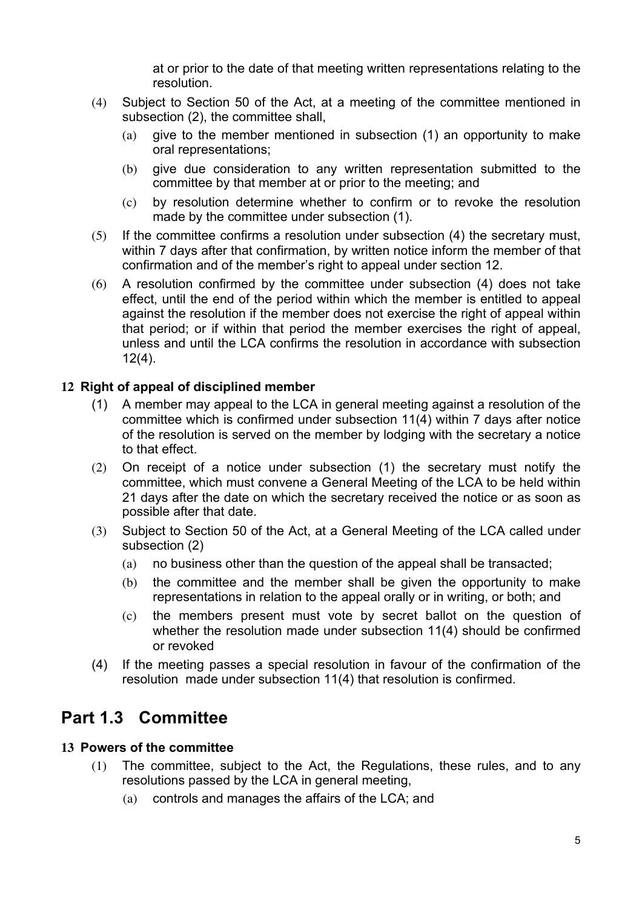at or prior to the date of that meeting written representations relating to the resolution.

(4) Subject to Section 50 of the Act, at a meeting of the committee mentioned in subsection (2), the committee shall,

  (a) give to the member mentioned in subsection (1) an opportunity to make oral representations;

  (b) give due consideration to any written representation submitted to the committee by that member at or prior to the meeting; and

  (c) by resolution determine whether to confirm or to revoke the resolution made by the committee under subsection (1).

(5) If the committee confirms a resolution under subsection (4) the secretary must, within 7 days after that confirmation, by written notice inform the member of that confirmation and of the member's right to appeal under section 12.

(6) A resolution confirmed by the committee under subsection (4) does not take effect, until the end of the period within which the member is entitled to appeal against the resolution if the member does not exercise the right of appeal within that period; or if within that period the member exercises the right of appeal, unless and until the LCA confirms the resolution in accordance with subsection 12(4).

### 12 Right of appeal of disciplined member

(1) A member may appeal to the LCA in general meeting against a resolution of the committee which is confirmed under subsection 11(4) within 7 days after notice of the resolution is served on the member by lodging with the secretary a notice to that effect.

(2) On receipt of a notice under subsection (1) the secretary must notify the committee, which must convene a General Meeting of the LCA to be held within 21 days after the date on which the secretary received the notice or as soon as possible after that date.

(3) Subject to Section 50 of the Act, at a General Meeting of the LCA called under subsection (2)

  (a) no business other than the question of the appeal shall be transacted;

  (b) the committee and the member shall be given the opportunity to make representations in relation to the appeal orally or in writing, or both; and

  (c) the members present must vote by secret ballot on the question of whether the resolution made under subsection 11(4) should be confirmed or revoked

(4) If the meeting passes a special resolution in favour of the confirmation of the resolution made under subsection 11(4) that resolution is confirmed.

## Part 1.3 Committee

### 13 Powers of the committee

(1) The committee, subject to the Act, the Regulations, these rules, and to any resolutions passed by the LCA in general meeting,

  (a) controls and manages the affairs of the LCA; and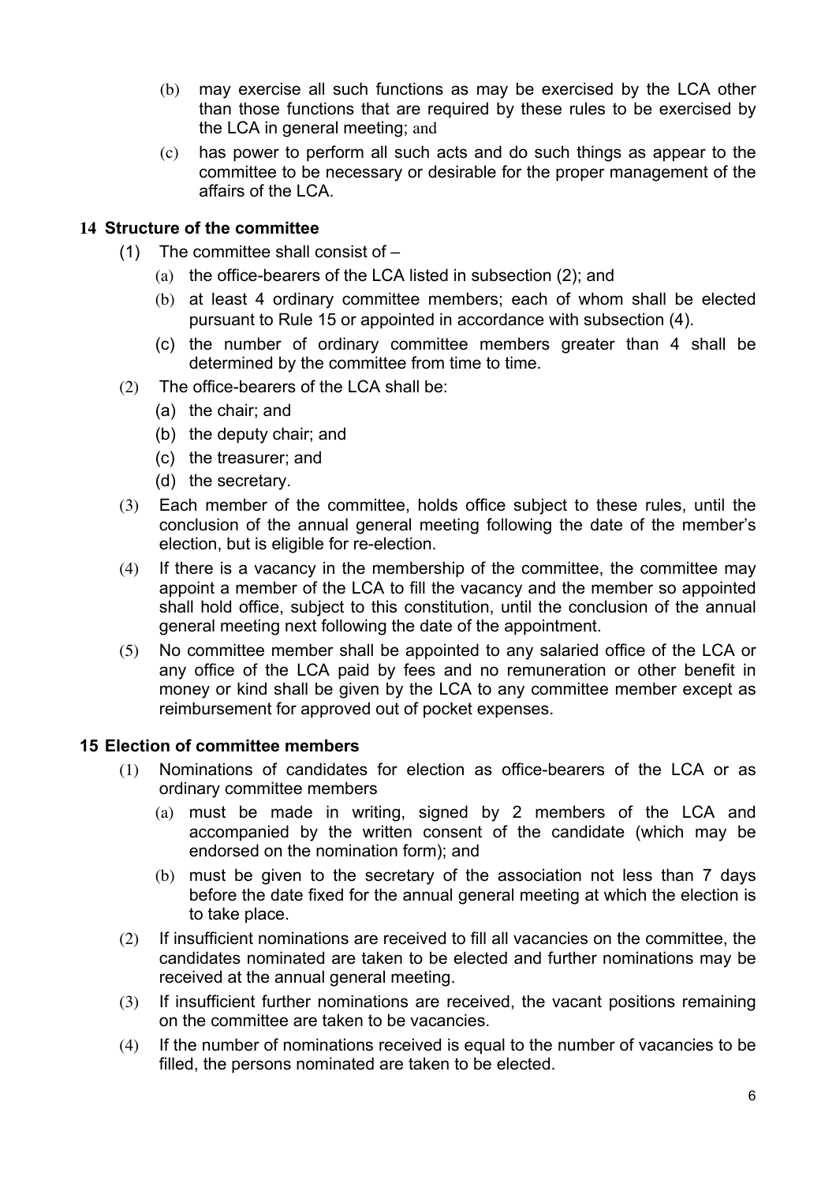(b) may exercise all such functions as may be exercised by the LCA other than those functions that are required by these rules to be exercised by the LCA in general meeting; and

(c) has power to perform all such acts and do such things as appear to the committee to be necessary or desirable for the proper management of the affairs of the LCA.

### 14 Structure of the committee

(1) The committee shall consist of –

(a) the office-bearers of the LCA listed in subsection (2); and

(b) at least 4 ordinary committee members; each of whom shall be elected pursuant to Rule 15 or appointed in accordance with subsection (4).

(c) the number of ordinary committee members greater than 4 shall be determined by the committee from time to time.

(2) The office-bearers of the LCA shall be:

(a) the chair; and

(b) the deputy chair; and

(c) the treasurer; and

(d) the secretary.

(3) Each member of the committee, holds office subject to these rules, until the conclusion of the annual general meeting following the date of the member's election, but is eligible for re-election.

(4) If there is a vacancy in the membership of the committee, the committee may appoint a member of the LCA to fill the vacancy and the member so appointed shall hold office, subject to this constitution, until the conclusion of the annual general meeting next following the date of the appointment.

(5) No committee member shall be appointed to any salaried office of the LCA or any office of the LCA paid by fees and no remuneration or other benefit in money or kind shall be given by the LCA to any committee member except as reimbursement for approved out of pocket expenses.

### 15 Election of committee members

(1) Nominations of candidates for election as office-bearers of the LCA or as ordinary committee members

(a) must be made in writing, signed by 2 members of the LCA and accompanied by the written consent of the candidate (which may be endorsed on the nomination form); and

(b) must be given to the secretary of the association not less than 7 days before the date fixed for the annual general meeting at which the election is to take place.

(2) If insufficient nominations are received to fill all vacancies on the committee, the candidates nominated are taken to be elected and further nominations may be received at the annual general meeting.

(3) If insufficient further nominations are received, the vacant positions remaining on the committee are taken to be vacancies.

(4) If the number of nominations received is equal to the number of vacancies to be filled, the persons nominated are taken to be elected.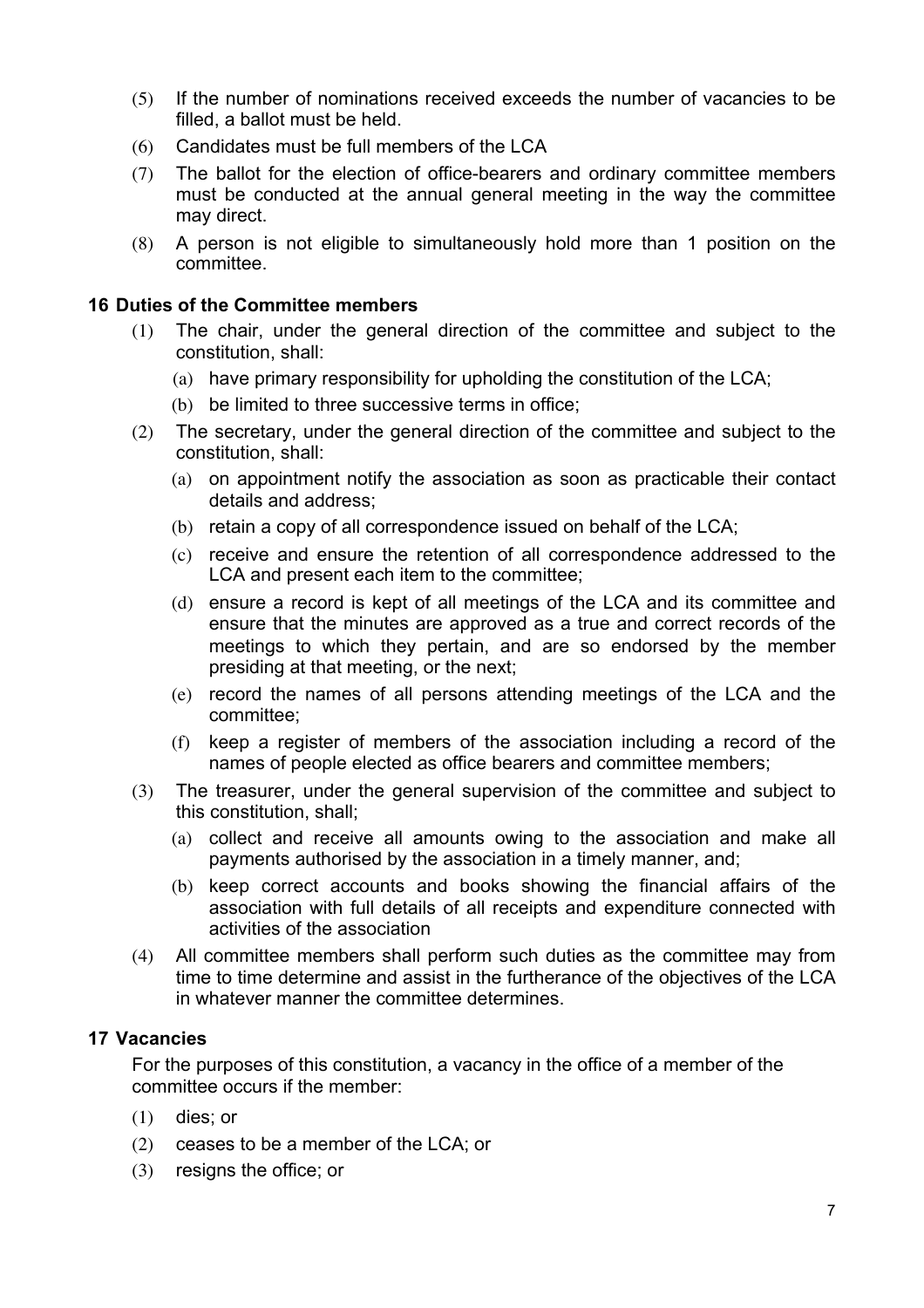(5) If the number of nominations received exceeds the number of vacancies to be filled, a ballot must be held.

(6) Candidates must be full members of the LCA

(7) The ballot for the election of office-bearers and ordinary committee members must be conducted at the annual general meeting in the way the committee may direct.

(8) A person is not eligible to simultaneously hold more than 1 position on the committee.

## 16 Duties of the Committee members

(1) The chair, under the general direction of the committee and subject to the constitution, shall:

  (a) have primary responsibility for upholding the constitution of the LCA;

  (b) be limited to three successive terms in office;

(2) The secretary, under the general direction of the committee and subject to the constitution, shall:

  (a) on appointment notify the association as soon as practicable their contact details and address;

  (b) retain a copy of all correspondence issued on behalf of the LCA;

  (c) receive and ensure the retention of all correspondence addressed to the LCA and present each item to the committee;

  (d) ensure a record is kept of all meetings of the LCA and its committee and ensure that the minutes are approved as a true and correct records of the meetings to which they pertain, and are so endorsed by the member presiding at that meeting, or the next;

  (e) record the names of all persons attending meetings of the LCA and the committee;

  (f) keep a register of members of the association including a record of the names of people elected as office bearers and committee members;

(3) The treasurer, under the general supervision of the committee and subject to this constitution, shall;

  (a) collect and receive all amounts owing to the association and make all payments authorised by the association in a timely manner, and;

  (b) keep correct accounts and books showing the financial affairs of the association with full details of all receipts and expenditure connected with activities of the association

(4) All committee members shall perform such duties as the committee may from time to time determine and assist in the furtherance of the objectives of the LCA in whatever manner the committee determines.

## 17 Vacancies

For the purposes of this constitution, a vacancy in the office of a member of the committee occurs if the member:

(1) dies; or

(2) ceases to be a member of the LCA; or

(3) resigns the office; or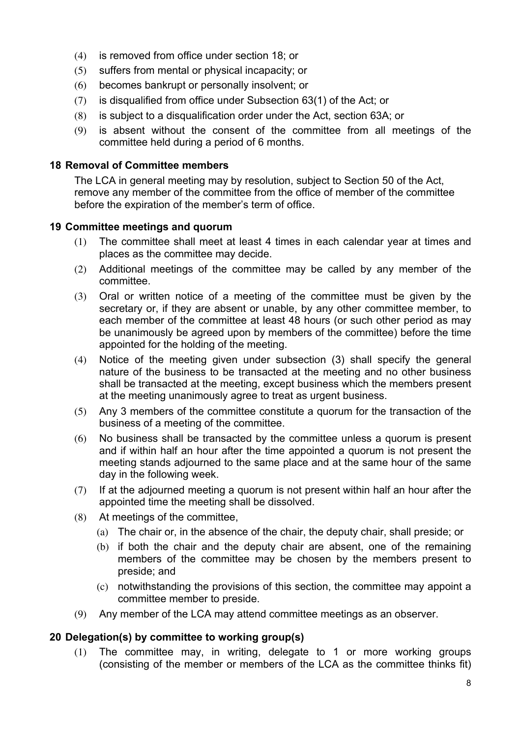(4) is removed from office under section 18; or

(5) suffers from mental or physical incapacity; or

(6) becomes bankrupt or personally insolvent; or

(7) is disqualified from office under Subsection 63(1) of the Act; or

(8) is subject to a disqualification order under the Act, section 63A; or

(9) is absent without the consent of the committee from all meetings of the committee held during a period of 6 months.

## 18 Removal of Committee members

The LCA in general meeting may by resolution, subject to Section 50 of the Act, remove any member of the committee from the office of member of the committee before the expiration of the member's term of office.

## 19 Committee meetings and quorum

(1) The committee shall meet at least 4 times in each calendar year at times and places as the committee may decide.

(2) Additional meetings of the committee may be called by any member of the committee.

(3) Oral or written notice of a meeting of the committee must be given by the secretary or, if they are absent or unable, by any other committee member, to each member of the committee at least 48 hours (or such other period as may be unanimously be agreed upon by members of the committee) before the time appointed for the holding of the meeting.

(4) Notice of the meeting given under subsection (3) shall specify the general nature of the business to be transacted at the meeting and no other business shall be transacted at the meeting, except business which the members present at the meeting unanimously agree to treat as urgent business.

(5) Any 3 members of the committee constitute a quorum for the transaction of the business of a meeting of the committee.

(6) No business shall be transacted by the committee unless a quorum is present and if within half an hour after the time appointed a quorum is not present the meeting stands adjourned to the same place and at the same hour of the same day in the following week.

(7) If at the adjourned meeting a quorum is not present within half an hour after the appointed time the meeting shall be dissolved.

(8) At meetings of the committee,

   (a) The chair or, in the absence of the chair, the deputy chair, shall preside; or

   (b) if both the chair and the deputy chair are absent, one of the remaining members of the committee may be chosen by the members present to preside; and

   (c) notwithstanding the provisions of this section, the committee may appoint a committee member to preside.

(9) Any member of the LCA may attend committee meetings as an observer.

## 20 Delegation(s) by committee to working group(s)

(1) The committee may, in writing, delegate to 1 or more working groups (consisting of the member or members of the LCA as the committee thinks fit)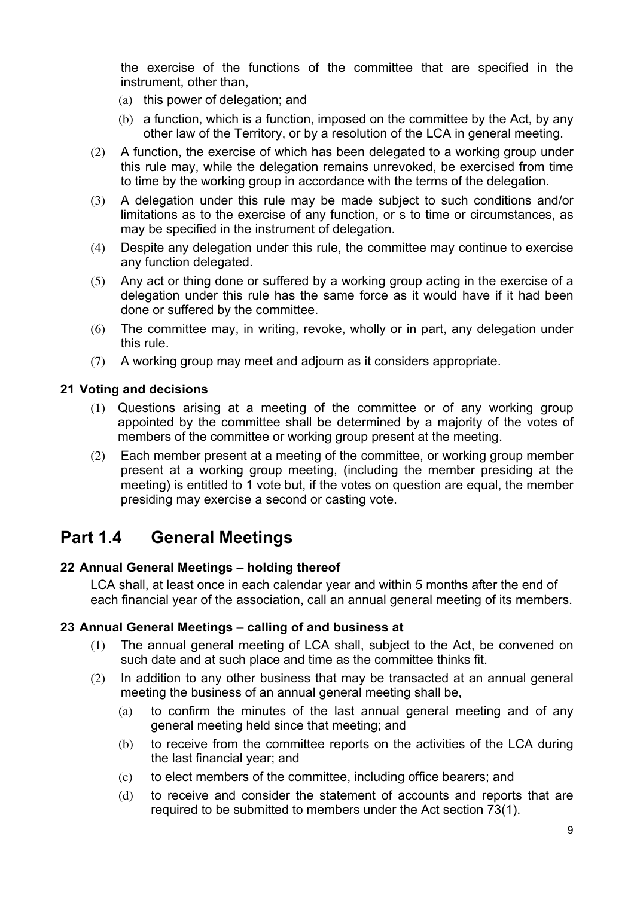the exercise of the functions of the committee that are specified in the instrument, other than,

(a) this power of delegation; and

(b) a function, which is a function, imposed on the committee by the Act, by any other law of the Territory, or by a resolution of the LCA in general meeting.

(2) A function, the exercise of which has been delegated to a working group under this rule may, while the delegation remains unrevoked, be exercised from time to time by the working group in accordance with the terms of the delegation.

(3) A delegation under this rule may be made subject to such conditions and/or limitations as to the exercise of any function, or s to time or circumstances, as may be specified in the instrument of delegation.

(4) Despite any delegation under this rule, the committee may continue to exercise any function delegated.

(5) Any act or thing done or suffered by a working group acting in the exercise of a delegation under this rule has the same force as it would have if it had been done or suffered by the committee.

(6) The committee may, in writing, revoke, wholly or in part, any delegation under this rule.

(7) A working group may meet and adjourn as it considers appropriate.

### 21 Voting and decisions

(1) Questions arising at a meeting of the committee or of any working group appointed by the committee shall be determined by a majority of the votes of members of the committee or working group present at the meeting.

(2) Each member present at a meeting of the committee, or working group member present at a working group meeting, (including the member presiding at the meeting) is entitled to 1 vote but, if the votes on question are equal, the member presiding may exercise a second or casting vote.

## Part 1.4 General Meetings

### 22 Annual General Meetings – holding thereof

LCA shall, at least once in each calendar year and within 5 months after the end of each financial year of the association, call an annual general meeting of its members.

### 23 Annual General Meetings – calling of and business at

(1) The annual general meeting of LCA shall, subject to the Act, be convened on such date and at such place and time as the committee thinks fit.

(2) In addition to any other business that may be transacted at an annual general meeting the business of an annual general meeting shall be,

(a) to confirm the minutes of the last annual general meeting and of any general meeting held since that meeting; and

(b) to receive from the committee reports on the activities of the LCA during the last financial year; and

(c) to elect members of the committee, including office bearers; and

(d) to receive and consider the statement of accounts and reports that are required to be submitted to members under the Act section 73(1).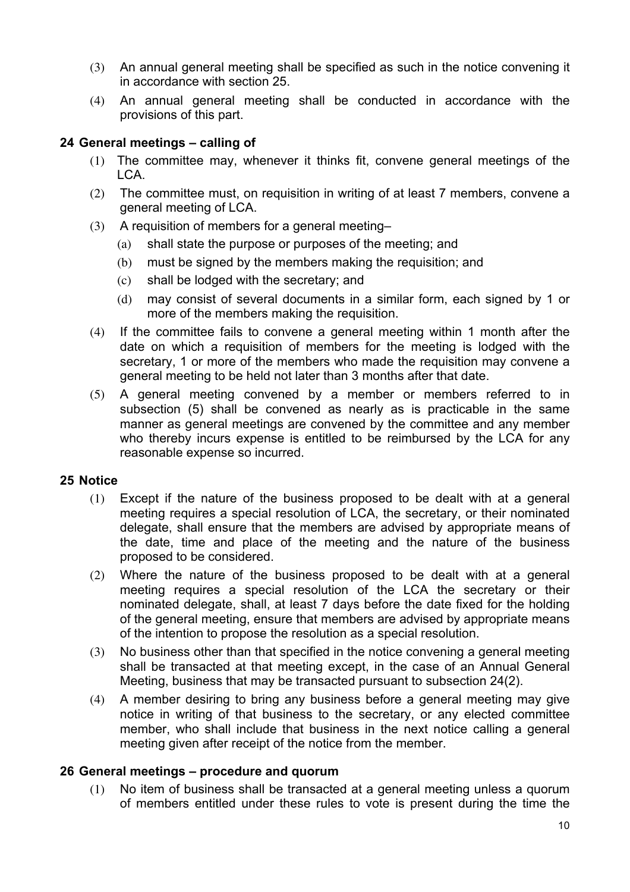(3) An annual general meeting shall be specified as such in the notice convening it in accordance with section 25.

(4) An annual general meeting shall be conducted in accordance with the provisions of this part.

### 24 General meetings – calling of

(1) The committee may, whenever it thinks fit, convene general meetings of the LCA.

(2) The committee must, on requisition in writing of at least 7 members, convene a general meeting of LCA.

(3) A requisition of members for a general meeting–

  (a) shall state the purpose or purposes of the meeting; and

  (b) must be signed by the members making the requisition; and

  (c) shall be lodged with the secretary; and

  (d) may consist of several documents in a similar form, each signed by 1 or more of the members making the requisition.

(4) If the committee fails to convene a general meeting within 1 month after the date on which a requisition of members for the meeting is lodged with the secretary, 1 or more of the members who made the requisition may convene a general meeting to be held not later than 3 months after that date.

(5) A general meeting convened by a member or members referred to in subsection (5) shall be convened as nearly as is practicable in the same manner as general meetings are convened by the committee and any member who thereby incurs expense is entitled to be reimbursed by the LCA for any reasonable expense so incurred.

### 25 Notice

(1) Except if the nature of the business proposed to be dealt with at a general meeting requires a special resolution of LCA, the secretary, or their nominated delegate, shall ensure that the members are advised by appropriate means of the date, time and place of the meeting and the nature of the business proposed to be considered.

(2) Where the nature of the business proposed to be dealt with at a general meeting requires a special resolution of the LCA the secretary or their nominated delegate, shall, at least 7 days before the date fixed for the holding of the general meeting, ensure that members are advised by appropriate means of the intention to propose the resolution as a special resolution.

(3) No business other than that specified in the notice convening a general meeting shall be transacted at that meeting except, in the case of an Annual General Meeting, business that may be transacted pursuant to subsection 24(2).

(4) A member desiring to bring any business before a general meeting may give notice in writing of that business to the secretary, or any elected committee member, who shall include that business in the next notice calling a general meeting given after receipt of the notice from the member.

### 26 General meetings – procedure and quorum

(1) No item of business shall be transacted at a general meeting unless a quorum of members entitled under these rules to vote is present during the time the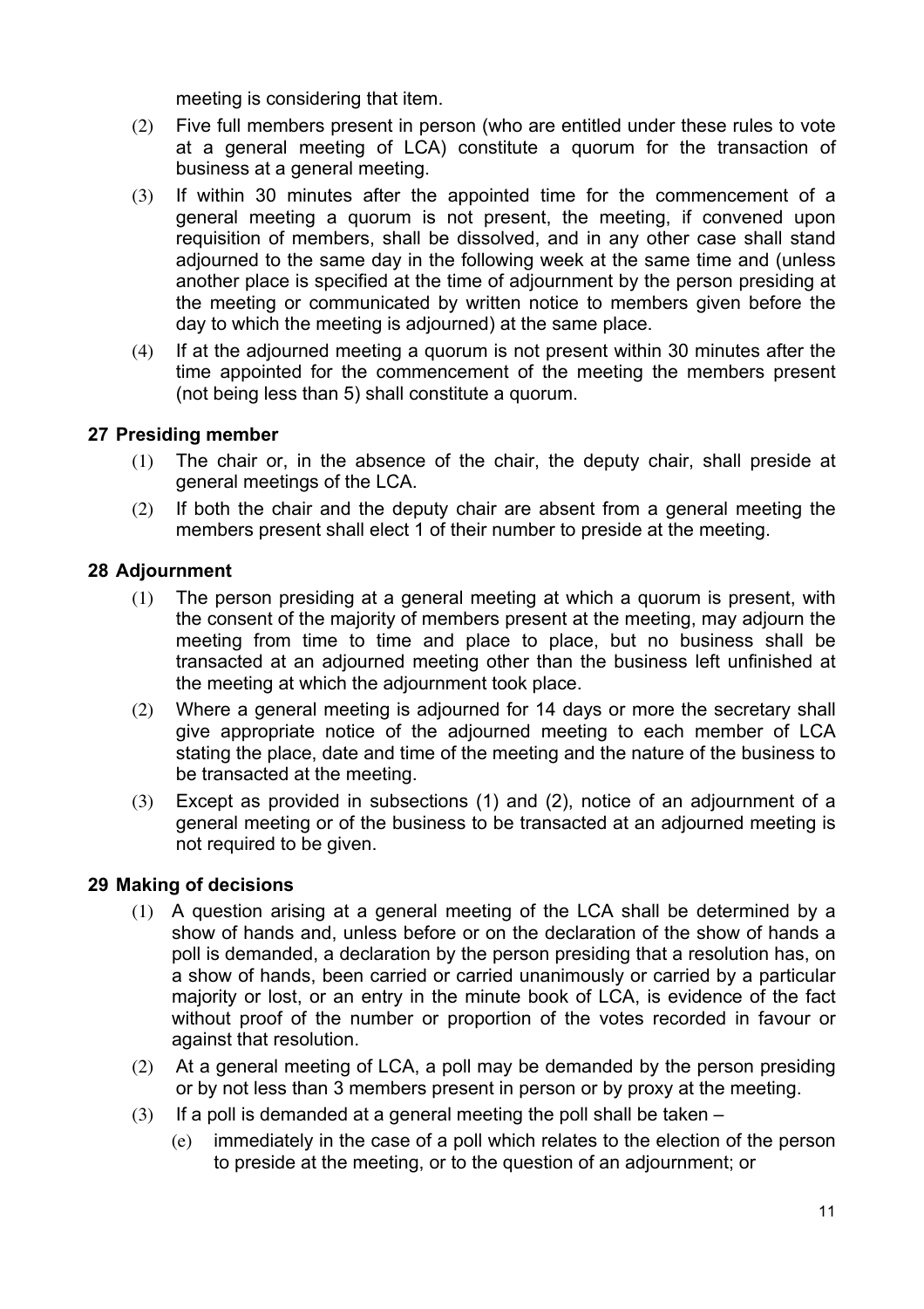meeting is considering that item.

(2) Five full members present in person (who are entitled under these rules to vote at a general meeting of LCA) constitute a quorum for the transaction of business at a general meeting.

(3) If within 30 minutes after the appointed time for the commencement of a general meeting a quorum is not present, the meeting, if convened upon requisition of members, shall be dissolved, and in any other case shall stand adjourned to the same day in the following week at the same time and (unless another place is specified at the time of adjournment by the person presiding at the meeting or communicated by written notice to members given before the day to which the meeting is adjourned) at the same place.

(4) If at the adjourned meeting a quorum is not present within 30 minutes after the time appointed for the commencement of the meeting the members present (not being less than 5) shall constitute a quorum.

## 27 Presiding member

(1) The chair or, in the absence of the chair, the deputy chair, shall preside at general meetings of the LCA.

(2) If both the chair and the deputy chair are absent from a general meeting the members present shall elect 1 of their number to preside at the meeting.

## 28 Adjournment

(1) The person presiding at a general meeting at which a quorum is present, with the consent of the majority of members present at the meeting, may adjourn the meeting from time to time and place to place, but no business shall be transacted at an adjourned meeting other than the business left unfinished at the meeting at which the adjournment took place.

(2) Where a general meeting is adjourned for 14 days or more the secretary shall give appropriate notice of the adjourned meeting to each member of LCA stating the place, date and time of the meeting and the nature of the business to be transacted at the meeting.

(3) Except as provided in subsections (1) and (2), notice of an adjournment of a general meeting or of the business to be transacted at an adjourned meeting is not required to be given.

## 29 Making of decisions

(1) A question arising at a general meeting of the LCA shall be determined by a show of hands and, unless before or on the declaration of the show of hands a poll is demanded, a declaration by the person presiding that a resolution has, on a show of hands, been carried or carried unanimously or carried by a particular majority or lost, or an entry in the minute book of LCA, is evidence of the fact without proof of the number or proportion of the votes recorded in favour or against that resolution.

(2) At a general meeting of LCA, a poll may be demanded by the person presiding or by not less than 3 members present in person or by proxy at the meeting.

(3) If a poll is demanded at a general meeting the poll shall be taken –

(e) immediately in the case of a poll which relates to the election of the person to preside at the meeting, or to the question of an adjournment; or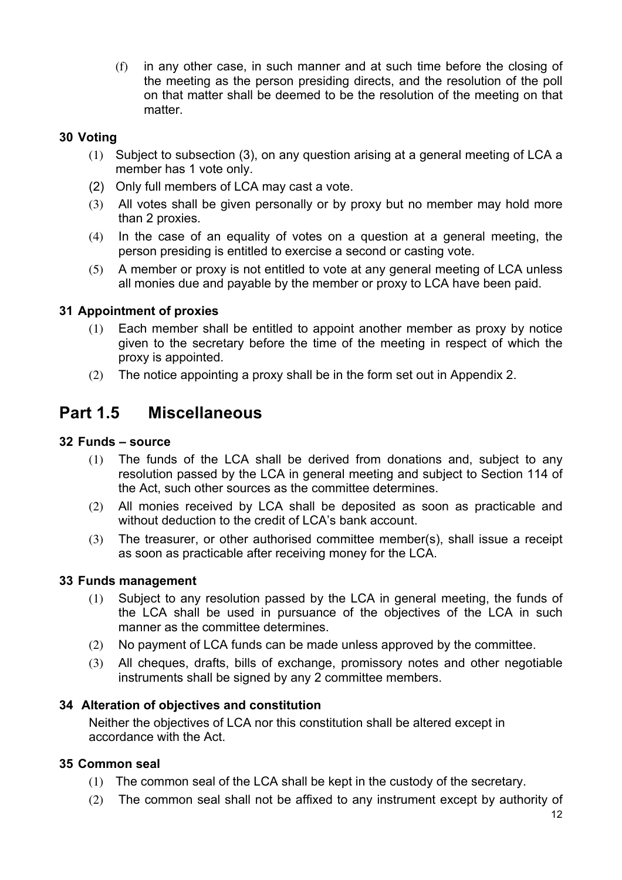(f) in any other case, in such manner and at such time before the closing of the meeting as the person presiding directs, and the resolution of the poll on that matter shall be deemed to be the resolution of the meeting on that matter.

### 30 Voting

(1) Subject to subsection (3), on any question arising at a general meeting of LCA a member has 1 vote only.

(2) Only full members of LCA may cast a vote.

(3) All votes shall be given personally or by proxy but no member may hold more than 2 proxies.

(4) In the case of an equality of votes on a question at a general meeting, the person presiding is entitled to exercise a second or casting vote.

(5) A member or proxy is not entitled to vote at any general meeting of LCA unless all monies due and payable by the member or proxy to LCA have been paid.

### 31 Appointment of proxies

(1) Each member shall be entitled to appoint another member as proxy by notice given to the secretary before the time of the meeting in respect of which the proxy is appointed.

(2) The notice appointing a proxy shall be in the form set out in Appendix 2.

## Part 1.5 Miscellaneous

### 32 Funds – source

(1) The funds of the LCA shall be derived from donations and, subject to any resolution passed by the LCA in general meeting and subject to Section 114 of the Act, such other sources as the committee determines.

(2) All monies received by LCA shall be deposited as soon as practicable and without deduction to the credit of LCA's bank account.

(3) The treasurer, or other authorised committee member(s), shall issue a receipt as soon as practicable after receiving money for the LCA.

### 33 Funds management

(1) Subject to any resolution passed by the LCA in general meeting, the funds of the LCA shall be used in pursuance of the objectives of the LCA in such manner as the committee determines.

(2) No payment of LCA funds can be made unless approved by the committee.

(3) All cheques, drafts, bills of exchange, promissory notes and other negotiable instruments shall be signed by any 2 committee members.

### 34 Alteration of objectives and constitution

Neither the objectives of LCA nor this constitution shall be altered except in accordance with the Act.

### 35 Common seal

(1) The common seal of the LCA shall be kept in the custody of the secretary.

(2) The common seal shall not be affixed to any instrument except by authority of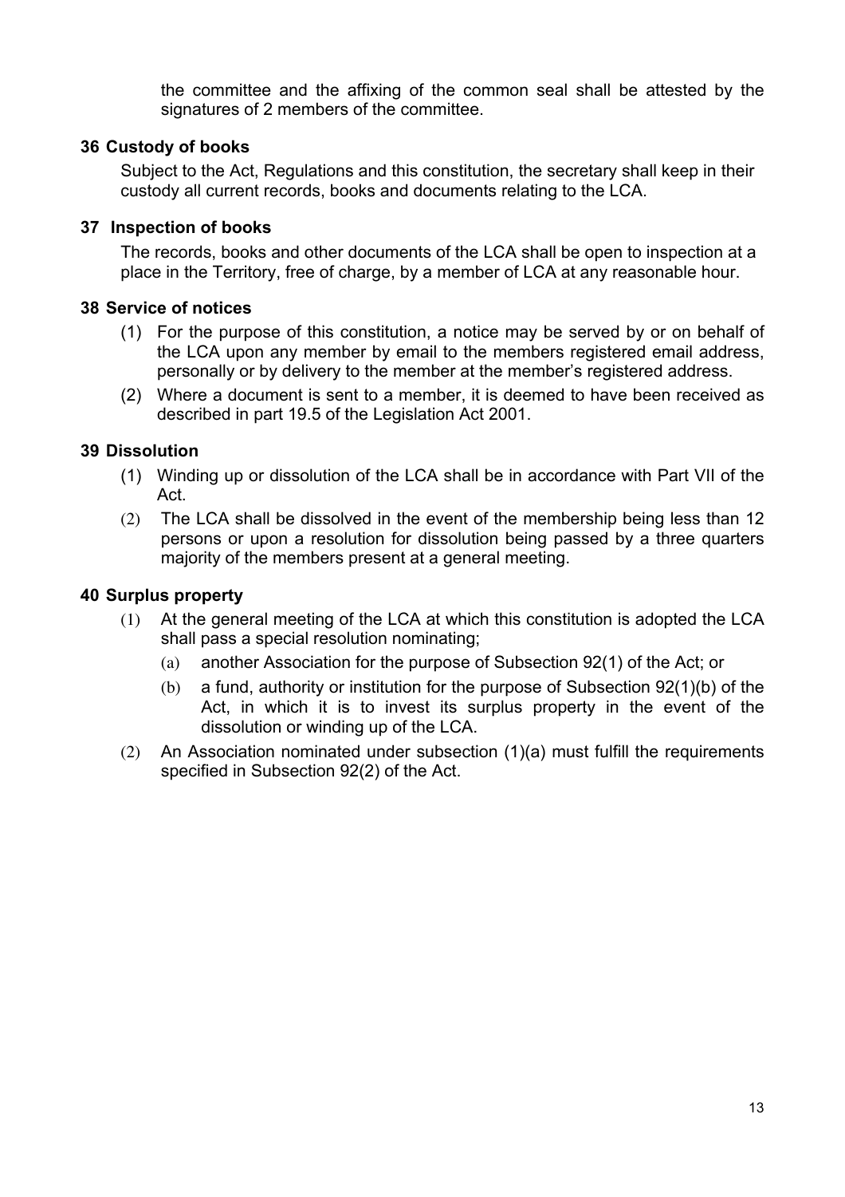the committee and the affixing of the common seal shall be attested by the signatures of 2 members of the committee.

### 36 Custody of books

Subject to the Act, Regulations and this constitution, the secretary shall keep in their custody all current records, books and documents relating to the LCA.

### 37 Inspection of books

The records, books and other documents of the LCA shall be open to inspection at a place in the Territory, free of charge, by a member of LCA at any reasonable hour.

### 38 Service of notices

(1) For the purpose of this constitution, a notice may be served by or on behalf of the LCA upon any member by email to the members registered email address, personally or by delivery to the member at the member's registered address.

(2) Where a document is sent to a member, it is deemed to have been received as described in part 19.5 of the Legislation Act 2001.

### 39 Dissolution

(1) Winding up or dissolution of the LCA shall be in accordance with Part VII of the Act.

(2) The LCA shall be dissolved in the event of the membership being less than 12 persons or upon a resolution for dissolution being passed by a three quarters majority of the members present at a general meeting.

### 40 Surplus property

(1) At the general meeting of the LCA at which this constitution is adopted the LCA shall pass a special resolution nominating;

   (a) another Association for the purpose of Subsection 92(1) of the Act; or

   (b) a fund, authority or institution for the purpose of Subsection 92(1)(b) of the Act, in which it is to invest its surplus property in the event of the dissolution or winding up of the LCA.

(2) An Association nominated under subsection (1)(a) must fulfill the requirements specified in Subsection 92(2) of the Act.